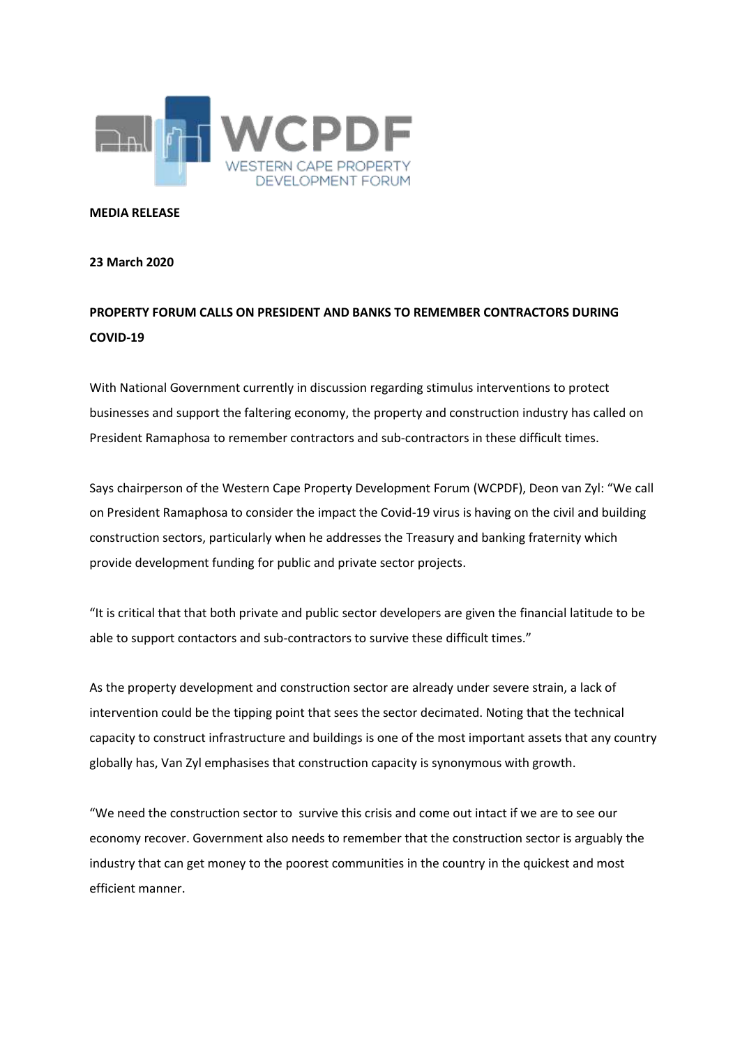**WCPDF**
WESTERN CAPE PROPERTY DEVELOPMENT FORUM

**MEDIA RELEASE**

**23 March 2020**

**PROPERTY FORUM CALLS ON PRESIDENT AND BANKS TO REMEMBER CONTRACTORS DURING COVID-19**

With National Government currently in discussion regarding stimulus interventions to protect businesses and support the faltering economy, the property and construction industry has called on President Ramaphosa to remember contractors and sub-contractors in these difficult times.

Says chairperson of the Western Cape Property Development Forum (WCPDF), Deon van Zyl: "We call on President Ramaphosa to consider the impact the Covid-19 virus is having on the civil and building construction sectors, particularly when he addresses the Treasury and banking fraternity which provide development funding for public and private sector projects.

"It is critical that that both private and public sector developers are given the financial latitude to be able to support contactors and sub-contractors to survive these difficult times."

As the property development and construction sector are already under severe strain, a lack of intervention could be the tipping point that sees the sector decimated. Noting that the technical capacity to construct infrastructure and buildings is one of the most important assets that any country globally has, Van Zyl emphasises that construction capacity is synonymous with growth.

"We need the construction sector to survive this crisis and come out intact if we are to see our economy recover. Government also needs to remember that the construction sector is arguably the industry that can get money to the poorest communities in the country in the quickest and most efficient manner.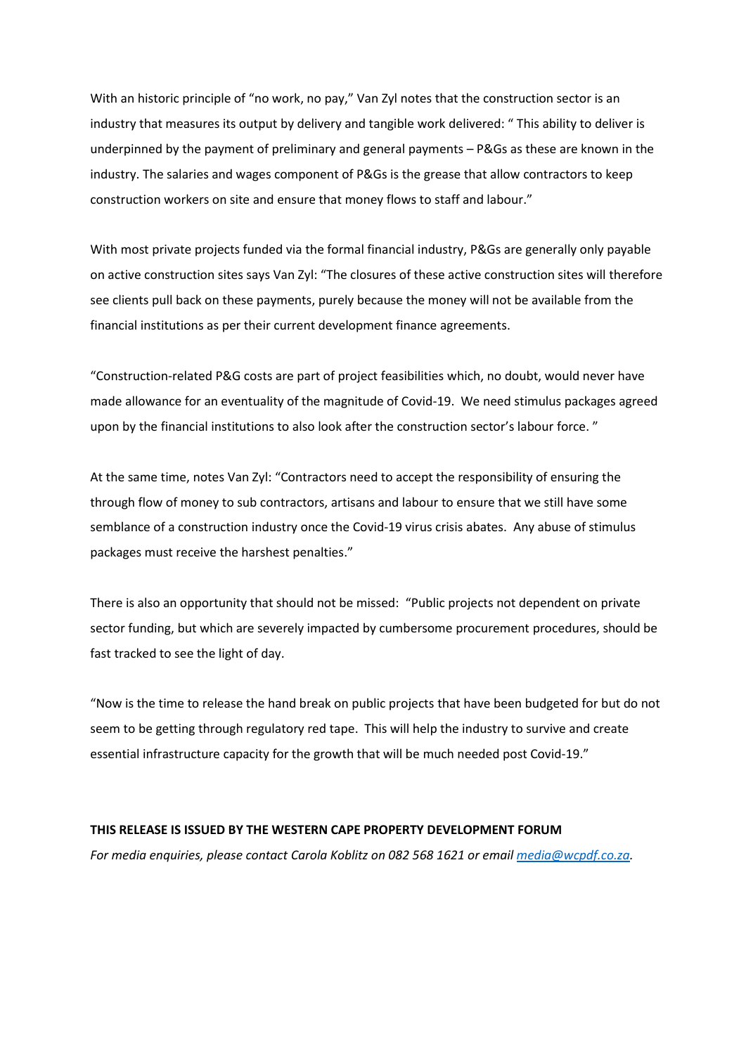With an historic principle of "no work, no pay," Van Zyl notes that the construction sector is an industry that measures its output by delivery and tangible work delivered: " This ability to deliver is underpinned by the payment of preliminary and general payments – P&Gs as these are known in the industry. The salaries and wages component of P&Gs is the grease that allow contractors to keep construction workers on site and ensure that money flows to staff and labour."

With most private projects funded via the formal financial industry, P&Gs are generally only payable on active construction sites says Van Zyl: "The closures of these active construction sites will therefore see clients pull back on these payments, purely because the money will not be available from the financial institutions as per their current development finance agreements.

"Construction-related P&G costs are part of project feasibilities which, no doubt, would never have made allowance for an eventuality of the magnitude of Covid-19. We need stimulus packages agreed upon by the financial institutions to also look after the construction sector's labour force. "

At the same time, notes Van Zyl: "Contractors need to accept the responsibility of ensuring the through flow of money to sub contractors, artisans and labour to ensure that we still have some semblance of a construction industry once the Covid-19 virus crisis abates. Any abuse of stimulus packages must receive the harshest penalties."

There is also an opportunity that should not be missed: "Public projects not dependent on private sector funding, but which are severely impacted by cumbersome procurement procedures, should be fast tracked to see the light of day.

"Now is the time to release the hand break on public projects that have been budgeted for but do not seem to be getting through regulatory red tape. This will help the industry to survive and create essential infrastructure capacity for the growth that will be much needed post Covid-19."

**THIS RELEASE IS ISSUED BY THE WESTERN CAPE PROPERTY DEVELOPMENT FORUM**

*For media enquiries, please contact Carola Koblitz on 082 568 1621 or email [media@wcpdf.co.za](mailto:media@wcpdf.co.za).*